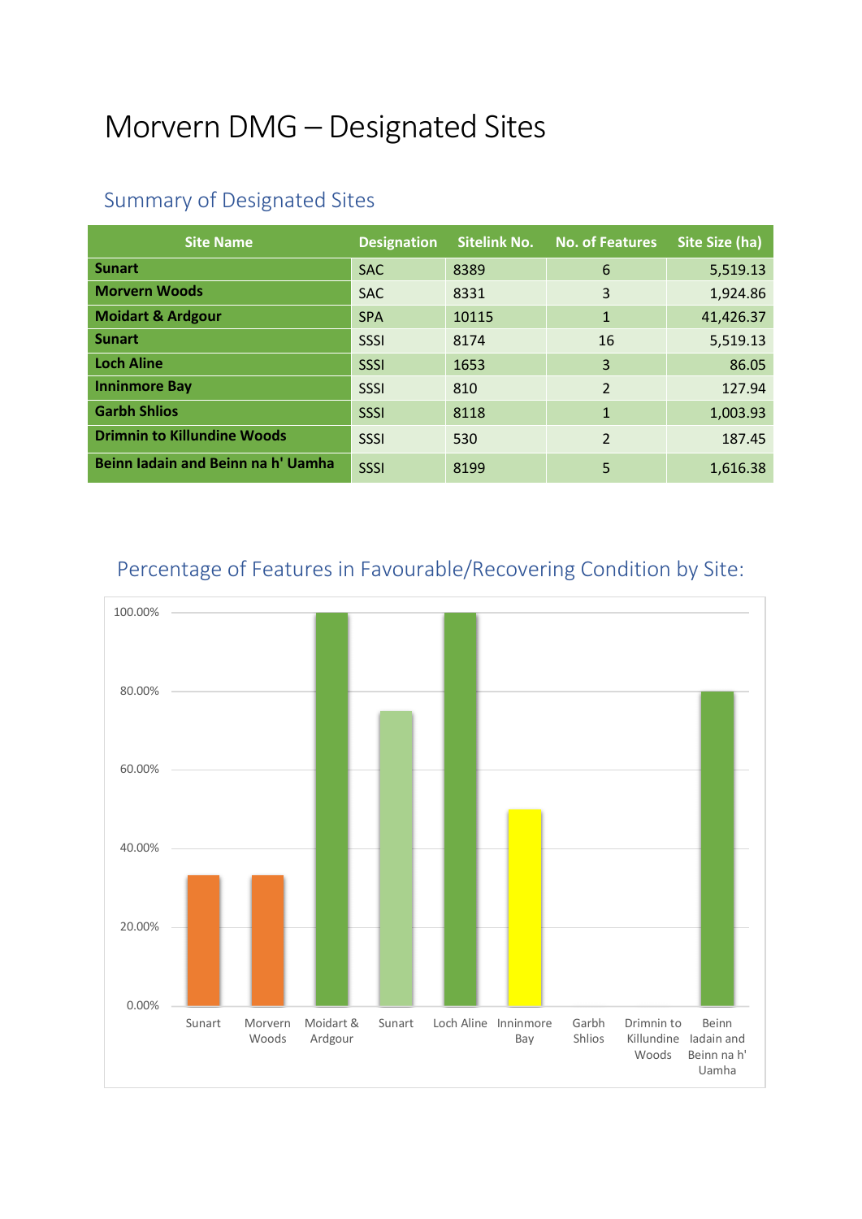# Morvern DMG – Designated Sites

## Summary of Designated Sites

| Site Name | Designation | Sitelink No. | No. of Features | Site Size (ha) |
|---|---|---|---|---|
| **Sunart** | SAC | 8389 | 6 | 5,519.13 |
| **Morvern Woods** | SAC | 8331 | 3 | 1,924.86 |
| **Moidart & Ardgour** | SPA | 10115 | 1 | 41,426.37 |
| **Sunart** | SSSI | 8174 | 16 | 5,519.13 |
| **Loch Aline** | SSSI | 1653 | 3 | 86.05 |
| **Ininnmore Bay** | SSSI | 810 | 2 | 127.94 |
| **Garbh Shlios** | SSSI | 8118 | 1 | 1,003.93 |
| **Drimnin to Killundine Woods** | SSSI | 530 | 2 | 187.45 |
| **Beinn Iadain and Beinn na h' Uamha** | SSSI | 8199 | 5 | 1,616.38 |

## Percentage of Features in Favourable/Recovering Condition by Site: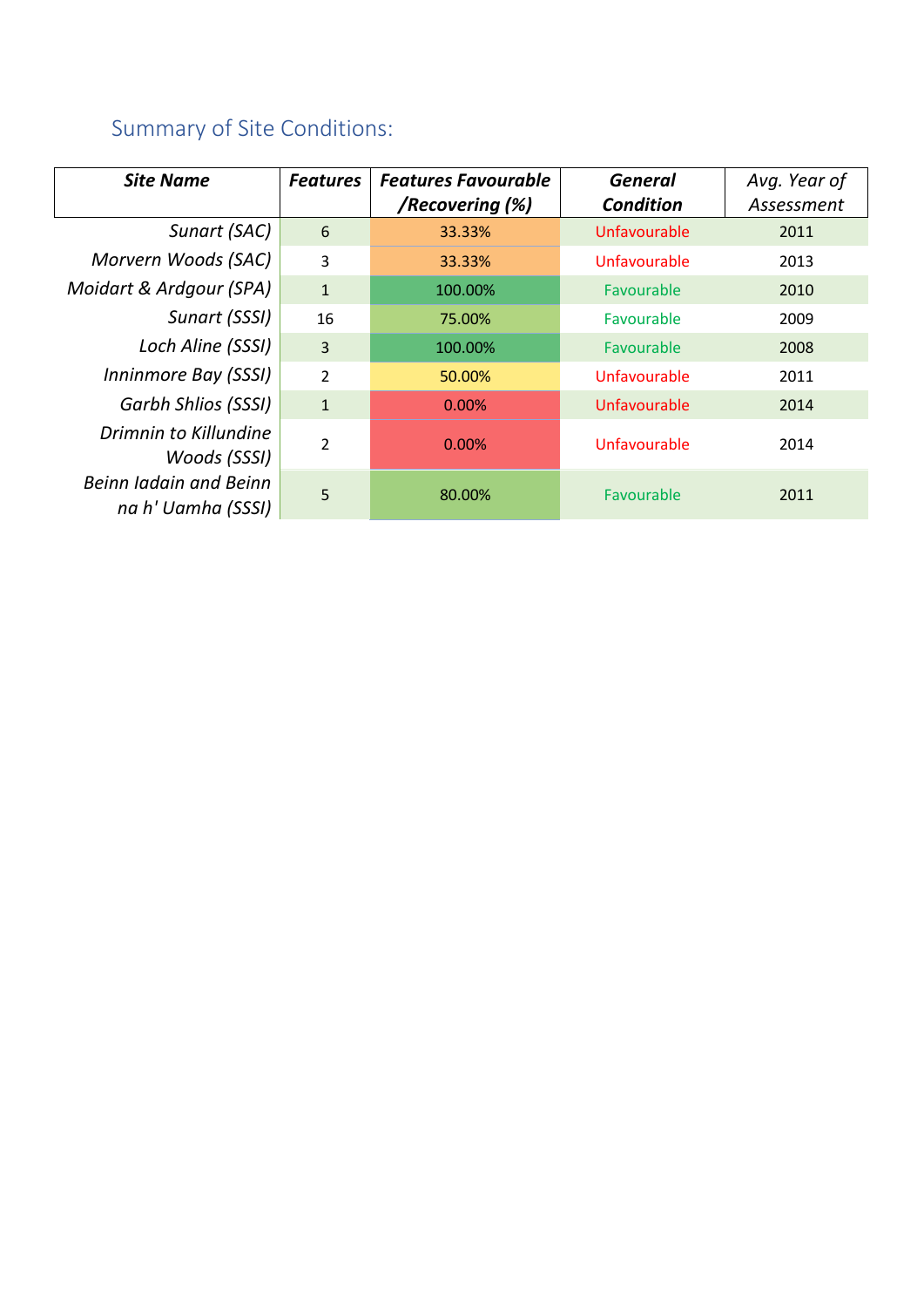## Summary of Site Conditions:

| ***Site Name*** | ***Features*** | ***Features Favourable /Recovering (%)*** | ***General Condition*** | *Avg. Year of Assessment* |
|---|---|---|---|---|
| *Sunart (SAC)* | 6 | 33.33% | Unfavourable | 2011 |
| *Morvern Woods (SAC)* | 3 | 33.33% | Unfavourable | 2013 |
| *Moidart & Ardgour (SPA)* | 1 | 100.00% | Favourable | 2010 |
| *Sunart (SSSI)* | 16 | 75.00% | Favourable | 2009 |
| *Loch Aline (SSSI)* | 3 | 100.00% | Favourable | 2008 |
| *Inninmore Bay (SSSI)* | 2 | 50.00% | Unfavourable | 2011 |
| *Garbh Shlios (SSSI)* | 1 | 0.00% | Unfavourable | 2014 |
| *Drimnin to Killundine Woods (SSSI)* | 2 | 0.00% | Unfavourable | 2014 |
| *Beinn Iadain and Beinn na h' Uamha (SSSI)* | 5 | 80.00% | Favourable | 2011 |